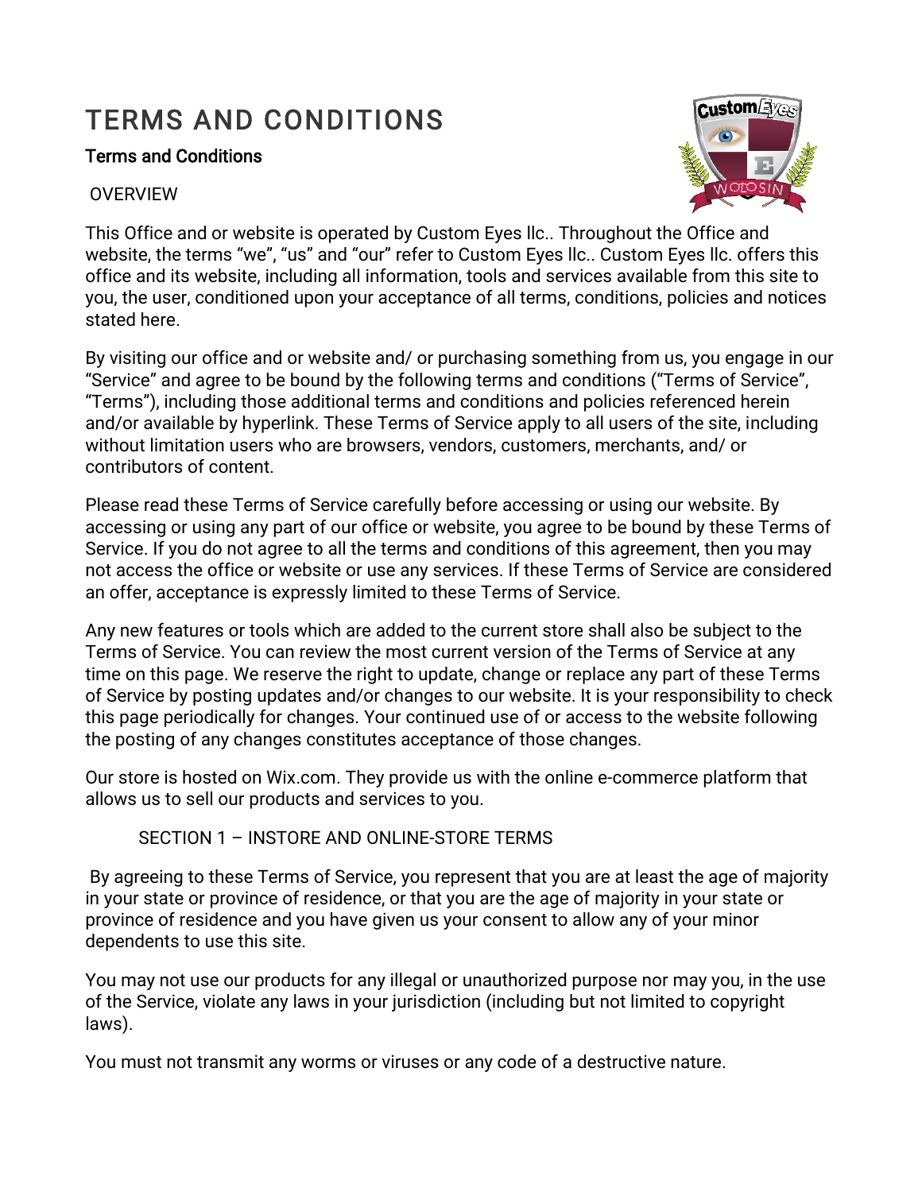# TERMS AND CONDITIONS

### Terms and Conditions

OVERVIEW

This Office and or website is operated by Custom Eyes llc.. Throughout the Office and website, the terms “we”, “us” and “our” refer to Custom Eyes llc.. Custom Eyes llc. offers this office and its website, including all information, tools and services available from this site to you, the user, conditioned upon your acceptance of all terms, conditions, policies and notices stated here.

By visiting our office and or website and/ or purchasing something from us, you engage in our “Service” and agree to be bound by the following terms and conditions (“Terms of Service”, “Terms”), including those additional terms and conditions and policies referenced herein and/or available by hyperlink. These Terms of Service apply to all users of the site, including without limitation users who are browsers, vendors, customers, merchants, and/ or contributors of content.

Please read these Terms of Service carefully before accessing or using our website. By accessing or using any part of our office or website, you agree to be bound by these Terms of Service. If you do not agree to all the terms and conditions of this agreement, then you may not access the office or website or use any services. If these Terms of Service are considered an offer, acceptance is expressly limited to these Terms of Service.

Any new features or tools which are added to the current store shall also be subject to the Terms of Service. You can review the most current version of the Terms of Service at any time on this page. We reserve the right to update, change or replace any part of these Terms of Service by posting updates and/or changes to our website. It is your responsibility to check this page periodically for changes. Your continued use of or access to the website following the posting of any changes constitutes acceptance of those changes.

Our store is hosted on Wix.com. They provide us with the online e-commerce platform that allows us to sell our products and services to you.

SECTION 1 – INSTORE AND ONLINE-STORE TERMS

By agreeing to these Terms of Service, you represent that you are at least the age of majority in your state or province of residence, or that you are the age of majority in your state or province of residence and you have given us your consent to allow any of your minor dependents to use this site.

You may not use our products for any illegal or unauthorized purpose nor may you, in the use of the Service, violate any laws in your jurisdiction (including but not limited to copyright laws).

You must not transmit any worms or viruses or any code of a destructive nature.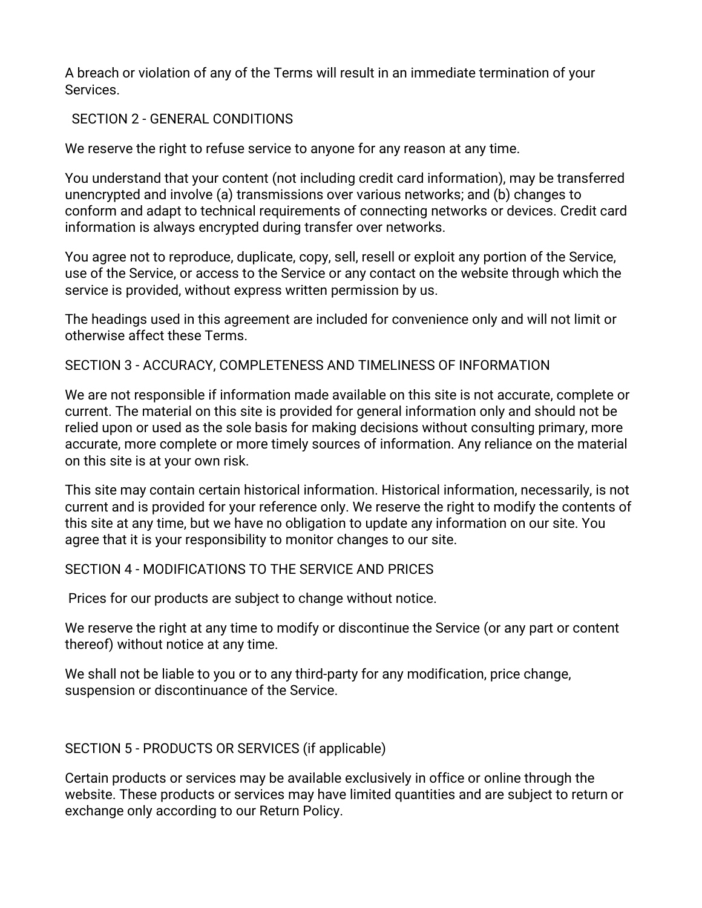A breach or violation of any of the Terms will result in an immediate termination of your Services.

## SECTION 2 - GENERAL CONDITIONS

We reserve the right to refuse service to anyone for any reason at any time.

You understand that your content (not including credit card information), may be transferred unencrypted and involve (a) transmissions over various networks; and (b) changes to conform and adapt to technical requirements of connecting networks or devices. Credit card information is always encrypted during transfer over networks.

You agree not to reproduce, duplicate, copy, sell, resell or exploit any portion of the Service, use of the Service, or access to the Service or any contact on the website through which the service is provided, without express written permission by us.

The headings used in this agreement are included for convenience only and will not limit or otherwise affect these Terms.

## SECTION 3 - ACCURACY, COMPLETENESS AND TIMELINESS OF INFORMATION

We are not responsible if information made available on this site is not accurate, complete or current. The material on this site is provided for general information only and should not be relied upon or used as the sole basis for making decisions without consulting primary, more accurate, more complete or more timely sources of information. Any reliance on the material on this site is at your own risk.

This site may contain certain historical information. Historical information, necessarily, is not current and is provided for your reference only. We reserve the right to modify the contents of this site at any time, but we have no obligation to update any information on our site. You agree that it is your responsibility to monitor changes to our site.

## SECTION 4 - MODIFICATIONS TO THE SERVICE AND PRICES

Prices for our products are subject to change without notice.

We reserve the right at any time to modify or discontinue the Service (or any part or content thereof) without notice at any time.

We shall not be liable to you or to any third-party for any modification, price change, suspension or discontinuance of the Service.

## SECTION 5 - PRODUCTS OR SERVICES (if applicable)

Certain products or services may be available exclusively in office or online through the website. These products or services may have limited quantities and are subject to return or exchange only according to our Return Policy.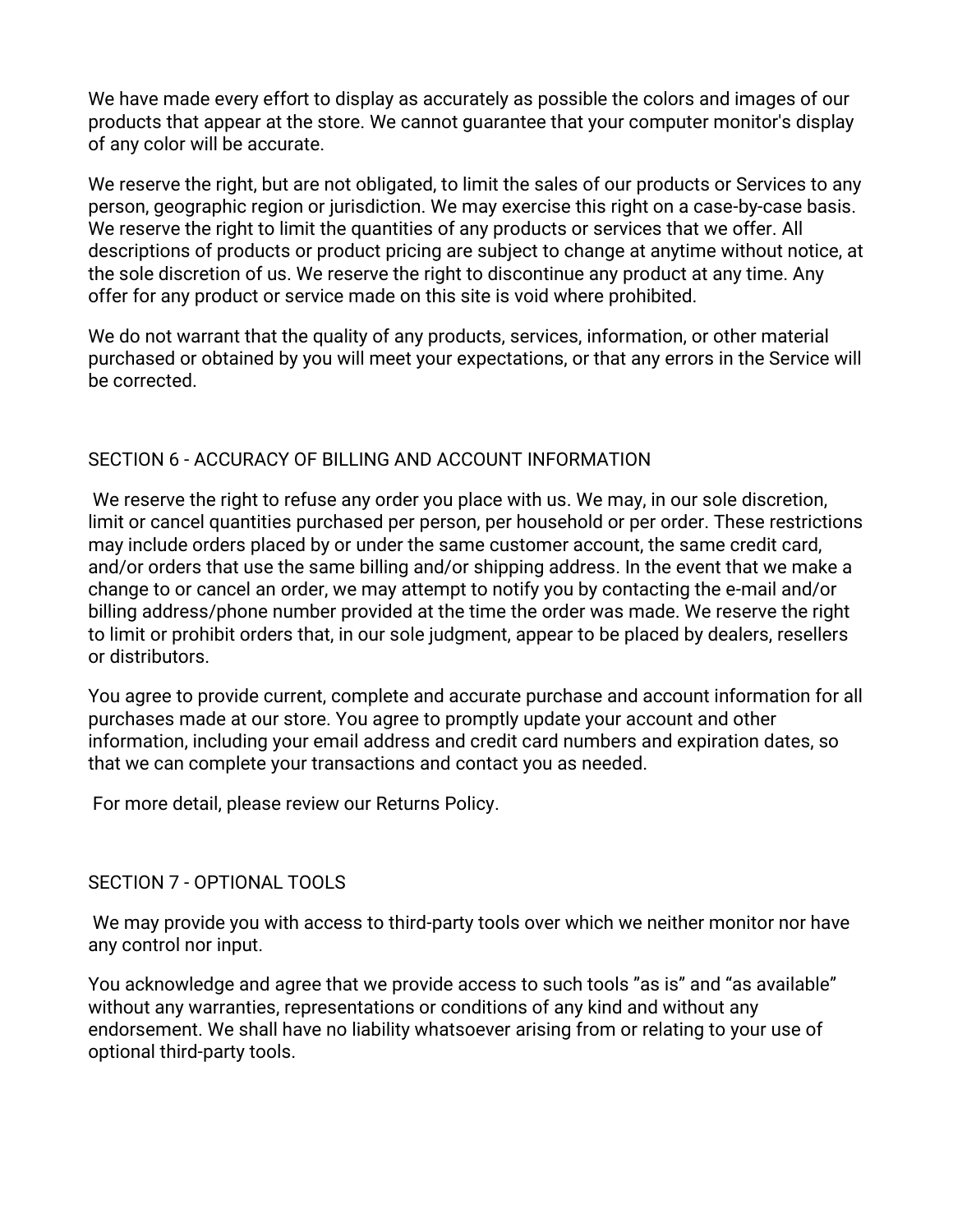We have made every effort to display as accurately as possible the colors and images of our products that appear at the store. We cannot guarantee that your computer monitor's display of any color will be accurate.

We reserve the right, but are not obligated, to limit the sales of our products or Services to any person, geographic region or jurisdiction. We may exercise this right on a case-by-case basis. We reserve the right to limit the quantities of any products or services that we offer. All descriptions of products or product pricing are subject to change at anytime without notice, at the sole discretion of us. We reserve the right to discontinue any product at any time. Any offer for any product or service made on this site is void where prohibited.

We do not warrant that the quality of any products, services, information, or other material purchased or obtained by you will meet your expectations, or that any errors in the Service will be corrected.

## SECTION 6 - ACCURACY OF BILLING AND ACCOUNT INFORMATION

We reserve the right to refuse any order you place with us. We may, in our sole discretion, limit or cancel quantities purchased per person, per household or per order. These restrictions may include orders placed by or under the same customer account, the same credit card, and/or orders that use the same billing and/or shipping address. In the event that we make a change to or cancel an order, we may attempt to notify you by contacting the e-mail and/or billing address/phone number provided at the time the order was made. We reserve the right to limit or prohibit orders that, in our sole judgment, appear to be placed by dealers, resellers or distributors.

You agree to provide current, complete and accurate purchase and account information for all purchases made at our store. You agree to promptly update your account and other information, including your email address and credit card numbers and expiration dates, so that we can complete your transactions and contact you as needed.

For more detail, please review our Returns Policy.

## SECTION 7 - OPTIONAL TOOLS

We may provide you with access to third-party tools over which we neither monitor nor have any control nor input.

You acknowledge and agree that we provide access to such tools "as is" and "as available" without any warranties, representations or conditions of any kind and without any endorsement. We shall have no liability whatsoever arising from or relating to your use of optional third-party tools.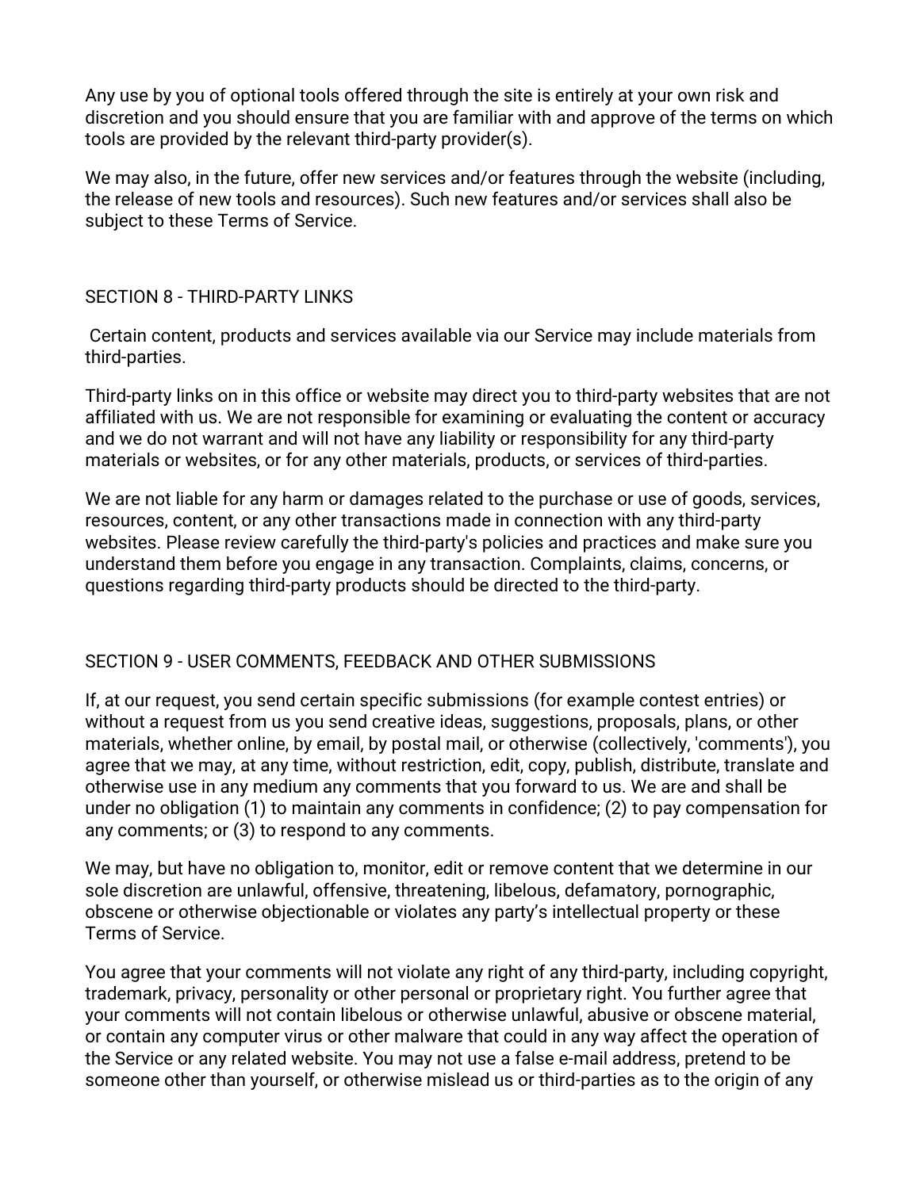Any use by you of optional tools offered through the site is entirely at your own risk and discretion and you should ensure that you are familiar with and approve of the terms on which tools are provided by the relevant third-party provider(s).

We may also, in the future, offer new services and/or features through the website (including, the release of new tools and resources). Such new features and/or services shall also be subject to these Terms of Service.

## SECTION 8 - THIRD-PARTY LINKS

Certain content, products and services available via our Service may include materials from third-parties.

Third-party links on in this office or website may direct you to third-party websites that are not affiliated with us. We are not responsible for examining or evaluating the content or accuracy and we do not warrant and will not have any liability or responsibility for any third-party materials or websites, or for any other materials, products, or services of third-parties.

We are not liable for any harm or damages related to the purchase or use of goods, services, resources, content, or any other transactions made in connection with any third-party websites. Please review carefully the third-party's policies and practices and make sure you understand them before you engage in any transaction. Complaints, claims, concerns, or questions regarding third-party products should be directed to the third-party.

## SECTION 9 - USER COMMENTS, FEEDBACK AND OTHER SUBMISSIONS

If, at our request, you send certain specific submissions (for example contest entries) or without a request from us you send creative ideas, suggestions, proposals, plans, or other materials, whether online, by email, by postal mail, or otherwise (collectively, 'comments'), you agree that we may, at any time, without restriction, edit, copy, publish, distribute, translate and otherwise use in any medium any comments that you forward to us. We are and shall be under no obligation (1) to maintain any comments in confidence; (2) to pay compensation for any comments; or (3) to respond to any comments.

We may, but have no obligation to, monitor, edit or remove content that we determine in our sole discretion are unlawful, offensive, threatening, libelous, defamatory, pornographic, obscene or otherwise objectionable or violates any party's intellectual property or these Terms of Service.

You agree that your comments will not violate any right of any third-party, including copyright, trademark, privacy, personality or other personal or proprietary right. You further agree that your comments will not contain libelous or otherwise unlawful, abusive or obscene material, or contain any computer virus or other malware that could in any way affect the operation of the Service or any related website. You may not use a false e-mail address, pretend to be someone other than yourself, or otherwise mislead us or third-parties as to the origin of any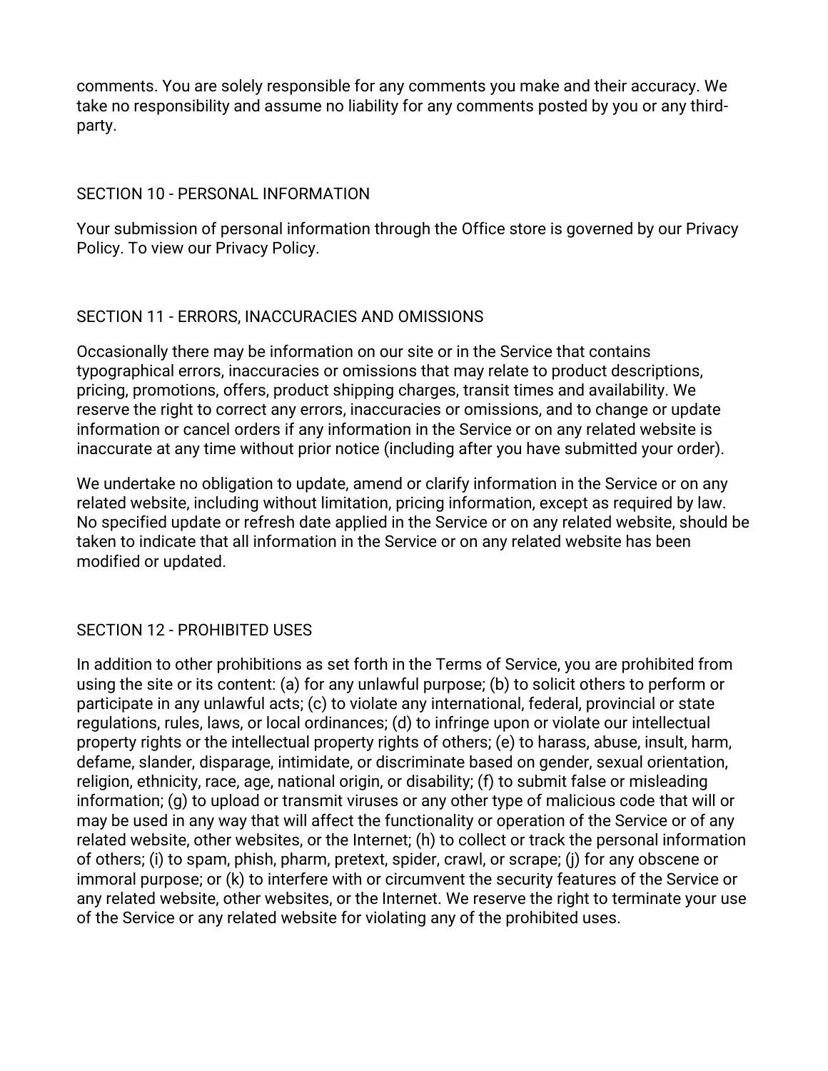comments. You are solely responsible for any comments you make and their accuracy. We take no responsibility and assume no liability for any comments posted by you or any third-party.

## SECTION 10 - PERSONAL INFORMATION

Your submission of personal information through the Office store is governed by our Privacy Policy. To view our Privacy Policy.

## SECTION 11 - ERRORS, INACCURACIES AND OMISSIONS

Occasionally there may be information on our site or in the Service that contains typographical errors, inaccuracies or omissions that may relate to product descriptions, pricing, promotions, offers, product shipping charges, transit times and availability. We reserve the right to correct any errors, inaccuracies or omissions, and to change or update information or cancel orders if any information in the Service or on any related website is inaccurate at any time without prior notice (including after you have submitted your order).

We undertake no obligation to update, amend or clarify information in the Service or on any related website, including without limitation, pricing information, except as required by law. No specified update or refresh date applied in the Service or on any related website, should be taken to indicate that all information in the Service or on any related website has been modified or updated.

## SECTION 12 - PROHIBITED USES

In addition to other prohibitions as set forth in the Terms of Service, you are prohibited from using the site or its content: (a) for any unlawful purpose; (b) to solicit others to perform or participate in any unlawful acts; (c) to violate any international, federal, provincial or state regulations, rules, laws, or local ordinances; (d) to infringe upon or violate our intellectual property rights or the intellectual property rights of others; (e) to harass, abuse, insult, harm, defame, slander, disparage, intimidate, or discriminate based on gender, sexual orientation, religion, ethnicity, race, age, national origin, or disability; (f) to submit false or misleading information; (g) to upload or transmit viruses or any other type of malicious code that will or may be used in any way that will affect the functionality or operation of the Service or of any related website, other websites, or the Internet; (h) to collect or track the personal information of others; (i) to spam, phish, pharm, pretext, spider, crawl, or scrape; (j) for any obscene or immoral purpose; or (k) to interfere with or circumvent the security features of the Service or any related website, other websites, or the Internet. We reserve the right to terminate your use of the Service or any related website for violating any of the prohibited uses.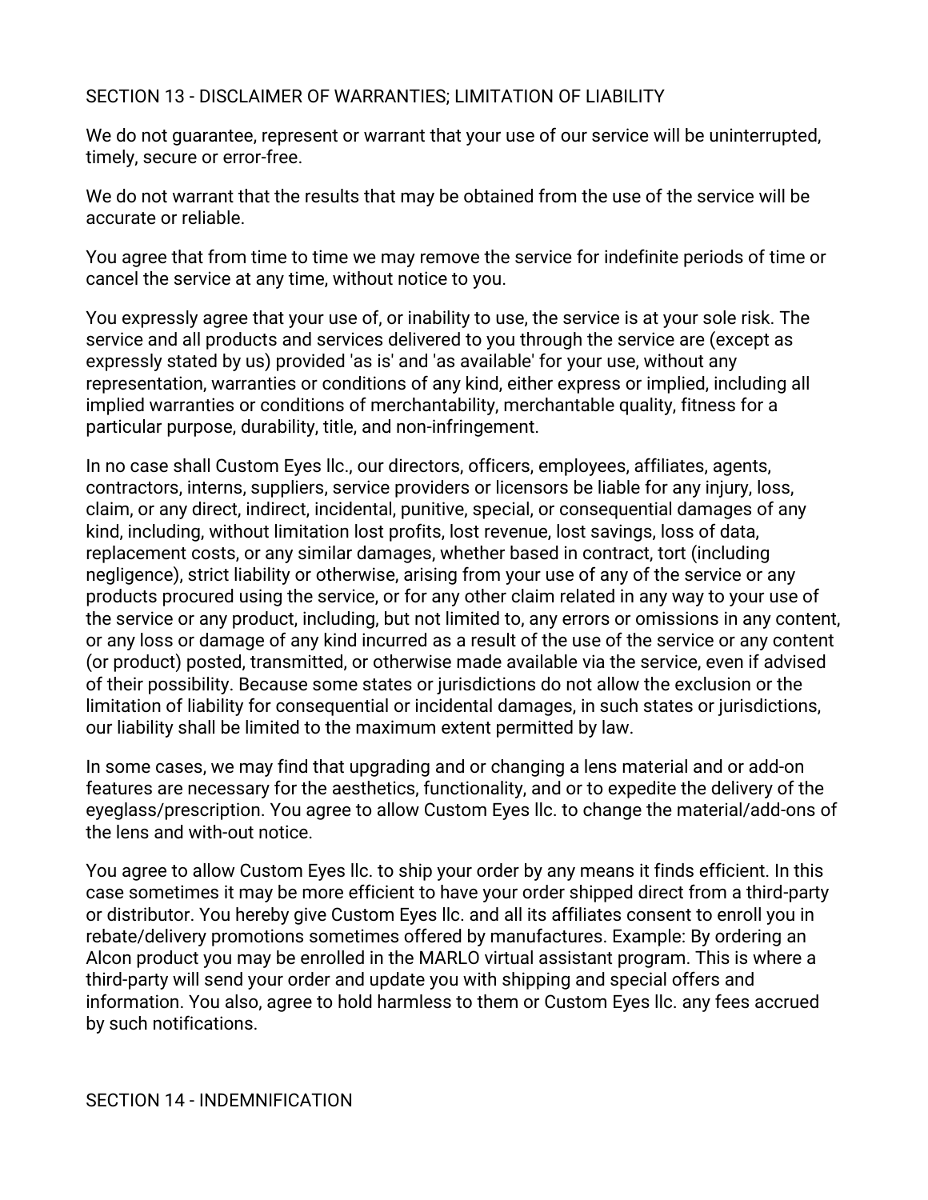## SECTION 13 - DISCLAIMER OF WARRANTIES; LIMITATION OF LIABILITY

We do not guarantee, represent or warrant that your use of our service will be uninterrupted, timely, secure or error-free.

We do not warrant that the results that may be obtained from the use of the service will be accurate or reliable.

You agree that from time to time we may remove the service for indefinite periods of time or cancel the service at any time, without notice to you.

You expressly agree that your use of, or inability to use, the service is at your sole risk. The service and all products and services delivered to you through the service are (except as expressly stated by us) provided 'as is' and 'as available' for your use, without any representation, warranties or conditions of any kind, either express or implied, including all implied warranties or conditions of merchantability, merchantable quality, fitness for a particular purpose, durability, title, and non-infringement.

In no case shall Custom Eyes llc., our directors, officers, employees, affiliates, agents, contractors, interns, suppliers, service providers or licensors be liable for any injury, loss, claim, or any direct, indirect, incidental, punitive, special, or consequential damages of any kind, including, without limitation lost profits, lost revenue, lost savings, loss of data, replacement costs, or any similar damages, whether based in contract, tort (including negligence), strict liability or otherwise, arising from your use of any of the service or any products procured using the service, or for any other claim related in any way to your use of the service or any product, including, but not limited to, any errors or omissions in any content, or any loss or damage of any kind incurred as a result of the use of the service or any content (or product) posted, transmitted, or otherwise made available via the service, even if advised of their possibility. Because some states or jurisdictions do not allow the exclusion or the limitation of liability for consequential or incidental damages, in such states or jurisdictions, our liability shall be limited to the maximum extent permitted by law.

In some cases, we may find that upgrading and or changing a lens material and or add-on features are necessary for the aesthetics, functionality, and or to expedite the delivery of the eyeglass/prescription. You agree to allow Custom Eyes llc. to change the material/add-ons of the lens and with-out notice.

You agree to allow Custom Eyes llc. to ship your order by any means it finds efficient. In this case sometimes it may be more efficient to have your order shipped direct from a third-party or distributor. You hereby give Custom Eyes llc. and all its affiliates consent to enroll you in rebate/delivery promotions sometimes offered by manufactures. Example: By ordering an Alcon product you may be enrolled in the MARLO virtual assistant program. This is where a third-party will send your order and update you with shipping and special offers and information. You also, agree to hold harmless to them or Custom Eyes llc. any fees accrued by such notifications.

## SECTION 14 - INDEMNIFICATION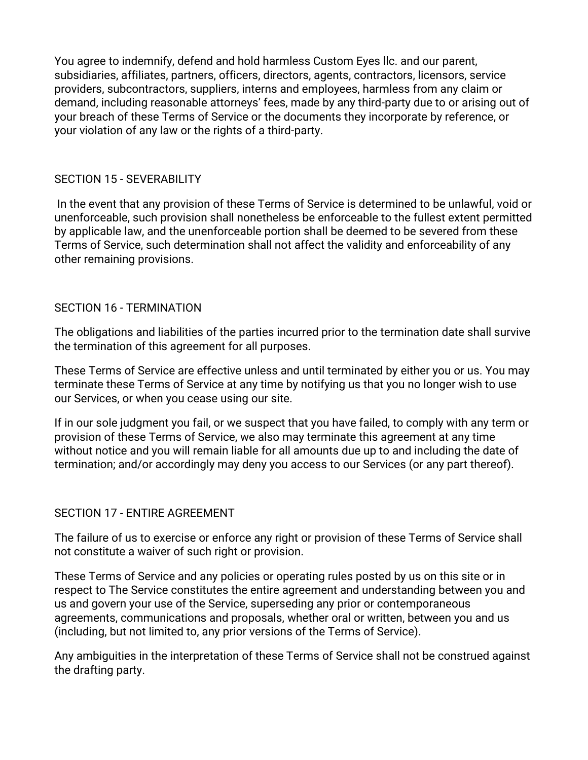You agree to indemnify, defend and hold harmless Custom Eyes llc. and our parent, subsidiaries, affiliates, partners, officers, directors, agents, contractors, licensors, service providers, subcontractors, suppliers, interns and employees, harmless from any claim or demand, including reasonable attorneys' fees, made by any third-party due to or arising out of your breach of these Terms of Service or the documents they incorporate by reference, or your violation of any law or the rights of a third-party.

## SECTION 15 - SEVERABILITY

In the event that any provision of these Terms of Service is determined to be unlawful, void or unenforceable, such provision shall nonetheless be enforceable to the fullest extent permitted by applicable law, and the unenforceable portion shall be deemed to be severed from these Terms of Service, such determination shall not affect the validity and enforceability of any other remaining provisions.

## SECTION 16 - TERMINATION

The obligations and liabilities of the parties incurred prior to the termination date shall survive the termination of this agreement for all purposes.

These Terms of Service are effective unless and until terminated by either you or us. You may terminate these Terms of Service at any time by notifying us that you no longer wish to use our Services, or when you cease using our site.

If in our sole judgment you fail, or we suspect that you have failed, to comply with any term or provision of these Terms of Service, we also may terminate this agreement at any time without notice and you will remain liable for all amounts due up to and including the date of termination; and/or accordingly may deny you access to our Services (or any part thereof).

## SECTION 17 - ENTIRE AGREEMENT

The failure of us to exercise or enforce any right or provision of these Terms of Service shall not constitute a waiver of such right or provision.

These Terms of Service and any policies or operating rules posted by us on this site or in respect to The Service constitutes the entire agreement and understanding between you and us and govern your use of the Service, superseding any prior or contemporaneous agreements, communications and proposals, whether oral or written, between you and us (including, but not limited to, any prior versions of the Terms of Service).

Any ambiguities in the interpretation of these Terms of Service shall not be construed against the drafting party.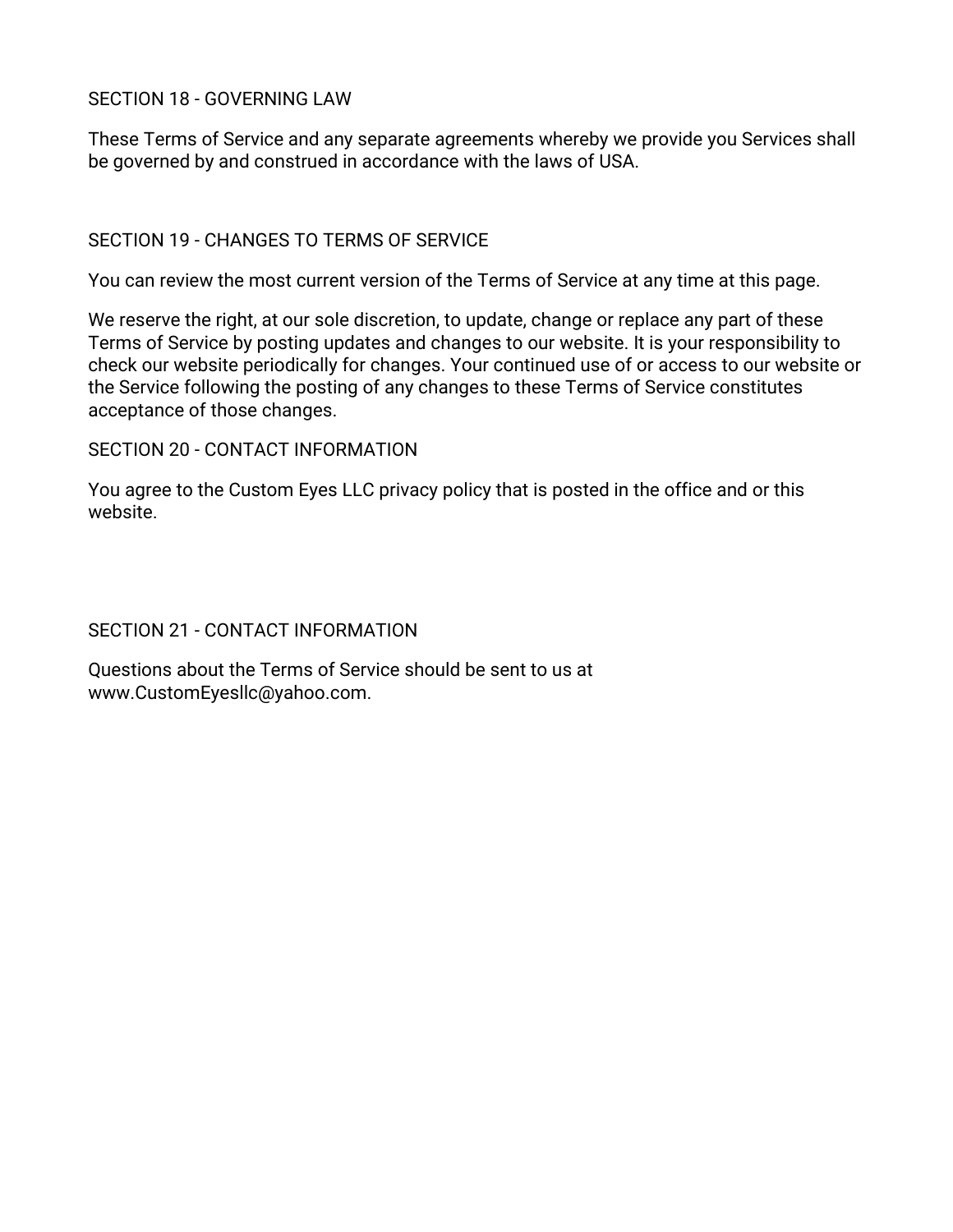SECTION 18 - GOVERNING LAW

These Terms of Service and any separate agreements whereby we provide you Services shall be governed by and construed in accordance with the laws of USA.

SECTION 19 - CHANGES TO TERMS OF SERVICE

You can review the most current version of the Terms of Service at any time at this page.

We reserve the right, at our sole discretion, to update, change or replace any part of these Terms of Service by posting updates and changes to our website. It is your responsibility to check our website periodically for changes. Your continued use of or access to our website or the Service following the posting of any changes to these Terms of Service constitutes acceptance of those changes.

SECTION 20 - CONTACT INFORMATION

You agree to the Custom Eyes LLC privacy policy that is posted in the office and or this website.

SECTION 21 - CONTACT INFORMATION

Questions about the Terms of Service should be sent to us at www.CustomEyesllc@yahoo.com.